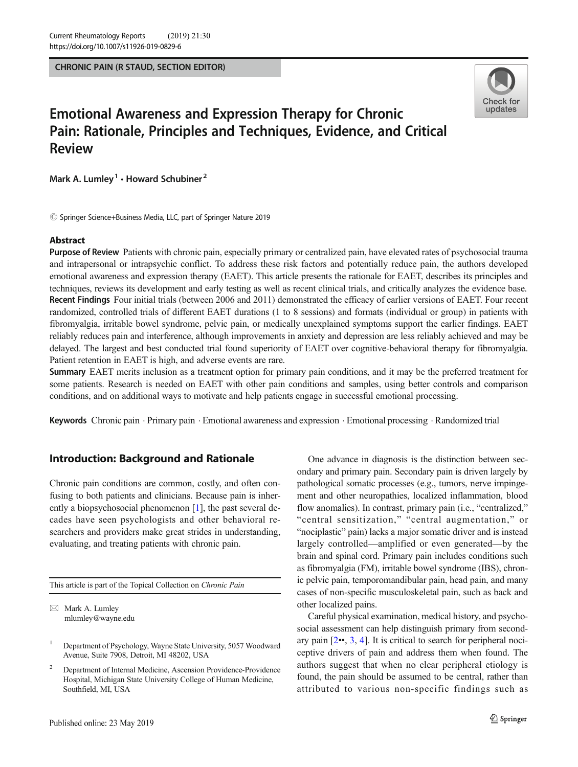CHRONIC PAIN (R STAUD, SECTION EDITOR)

# Emotional Awareness and Expression Therapy for Chronic Pain: Rationale, Principles and Techniques, Evidence, and Critical Review

Mark A. Lumley[1] · Howard Schubiner[2]

© Springer Science+Business Media, LLC, part of Springer Nature 2019

## Abstract

**Purpose of Review** Patients with chronic pain, especially primary or centralized pain, have elevated rates of psychosocial trauma and intrapersonal or intrapsychic conflict. To address these risk factors and potentially reduce pain, the authors developed emotional awareness and expression therapy (EAET). This article presents the rationale for EAET, describes its principles and techniques, reviews its development and early testing as well as recent clinical trials, and critically analyzes the evidence base.

**Recent Findings** Four initial trials (between 2006 and 2011) demonstrated the efficacy of earlier versions of EAET. Four recent randomized, controlled trials of different EAET durations (1 to 8 sessions) and formats (individual or group) in patients with fibromyalgia, irritable bowel syndrome, pelvic pain, or medically unexplained symptoms support the earlier findings. EAET reliably reduces pain and interference, although improvements in anxiety and depression are less reliably achieved and may be delayed. The largest and best conducted trial found superiority of EAET over cognitive-behavioral therapy for fibromyalgia. Patient retention in EAET is high, and adverse events are rare.

**Summary** EAET merits inclusion as a treatment option for primary pain conditions, and it may be the preferred treatment for some patients. Research is needed on EAET with other pain conditions and samples, using better controls and comparison conditions, and on additional ways to motivate and help patients engage in successful emotional processing.

**Keywords** Chronic pain · Primary pain · Emotional awareness and expression · Emotional processing · Randomized trial

## Introduction: Background and Rationale

Chronic pain conditions are common, costly, and often confusing to both patients and clinicians. Because pain is inherently a biopsychosocial phenomenon [1], the past several decades have seen psychologists and other behavioral researchers and providers make great strides in understanding, evaluating, and treating patients with chronic pain.

One advance in diagnosis is the distinction between secondary and primary pain. Secondary pain is driven largely by pathological somatic processes (e.g., tumors, nerve impingement and other neuropathies, localized inflammation, blood flow anomalies). In contrast, primary pain (i.e., "centralized," "central sensitization," "central augmentation," or "nociplastic" pain) lacks a major somatic driver and is instead largely controlled—amplified or even generated—by the brain and spinal cord. Primary pain includes conditions such as fibromyalgia (FM), irritable bowel syndrome (IBS), chronic pelvic pain, temporomandibular pain, head pain, and many cases of non-specific musculoskeletal pain, such as back and other localized pains.

Careful physical examination, medical history, and psychosocial assessment can help distinguish primary from secondary pain [2••, 3, 4]. It is critical to search for peripheral nociceptive drivers of pain and address them when found. The authors suggest that when no clear peripheral etiology is found, the pain should be assumed to be central, rather than attributed to various non-specific findings such as

This article is part of the Topical Collection on *Chronic Pain*

✉ Mark A. Lumley
mlumley@wayne.edu

[1] Department of Psychology, Wayne State University, 5057 Woodward Avenue, Suite 7908, Detroit, MI 48202, USA

[2] Department of Internal Medicine, Ascension Providence-Providence Hospital, Michigan State University College of Human Medicine, Southfield, MI, USA

Published online: 23 May 2019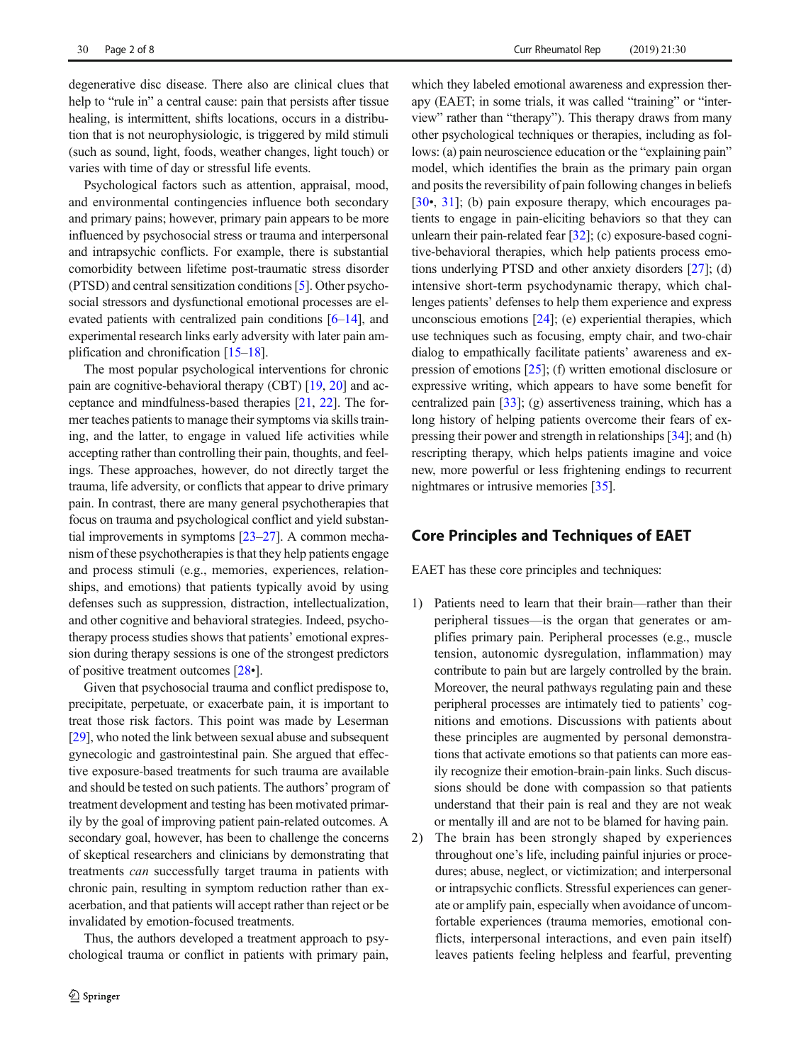degenerative disc disease. There also are clinical clues that help to "rule in" a central cause: pain that persists after tissue healing, is intermittent, shifts locations, occurs in a distribution that is not neurophysiologic, is triggered by mild stimuli (such as sound, light, foods, weather changes, light touch) or varies with time of day or stressful life events.

Psychological factors such as attention, appraisal, mood, and environmental contingencies influence both secondary and primary pains; however, primary pain appears to be more influenced by psychosocial stress or trauma and interpersonal and intrapsychic conflicts. For example, there is substantial comorbidity between lifetime post-traumatic stress disorder (PTSD) and central sensitization conditions [5]. Other psychosocial stressors and dysfunctional emotional processes are elevated patients with centralized pain conditions [6–14], and experimental research links early adversity with later pain amplification and chronification [15–18].

The most popular psychological interventions for chronic pain are cognitive-behavioral therapy (CBT) [19, 20] and acceptance and mindfulness-based therapies [21, 22]. The former teaches patients to manage their symptoms via skills training, and the latter, to engage in valued life activities while accepting rather than controlling their pain, thoughts, and feelings. These approaches, however, do not directly target the trauma, life adversity, or conflicts that appear to drive primary pain. In contrast, there are many general psychotherapies that focus on trauma and psychological conflict and yield substantial improvements in symptoms [23–27]. A common mechanism of these psychotherapies is that they help patients engage and process stimuli (e.g., memories, experiences, relationships, and emotions) that patients typically avoid by using defenses such as suppression, distraction, intellectualization, and other cognitive and behavioral strategies. Indeed, psychotherapy process studies shows that patients' emotional expression during therapy sessions is one of the strongest predictors of positive treatment outcomes [28•].

Given that psychosocial trauma and conflict predispose to, precipitate, perpetuate, or exacerbate pain, it is important to treat those risk factors. This point was made by Leserman [29], who noted the link between sexual abuse and subsequent gynecologic and gastrointestinal pain. She argued that effective exposure-based treatments for such trauma are available and should be tested on such patients. The authors' program of treatment development and testing has been motivated primarily by the goal of improving patient pain-related outcomes. A secondary goal, however, has been to challenge the concerns of skeptical researchers and clinicians by demonstrating that treatments *can* successfully target trauma in patients with chronic pain, resulting in symptom reduction rather than exacerbation, and that patients will accept rather than reject or be invalidated by emotion-focused treatments.

Thus, the authors developed a treatment approach to psychological trauma or conflict in patients with primary pain, which they labeled emotional awareness and expression therapy (EAET; in some trials, it was called "training" or "interview" rather than "therapy"). This therapy draws from many other psychological techniques or therapies, including as follows: (a) pain neuroscience education or the "explaining pain" model, which identifies the brain as the primary pain organ and posits the reversibility of pain following changes in beliefs [30•, 31]; (b) pain exposure therapy, which encourages patients to engage in pain-eliciting behaviors so that they can unlearn their pain-related fear [32]; (c) exposure-based cognitive-behavioral therapies, which help patients process emotions underlying PTSD and other anxiety disorders [27]; (d) intensive short-term psychodynamic therapy, which challenges patients' defenses to help them experience and express unconscious emotions [24]; (e) experiential therapies, which use techniques such as focusing, empty chair, and two-chair dialog to empathically facilitate patients' awareness and expression of emotions [25]; (f) written emotional disclosure or expressive writing, which appears to have some benefit for centralized pain [33]; (g) assertiveness training, which has a long history of helping patients overcome their fears of expressing their power and strength in relationships [34]; and (h) rescripting therapy, which helps patients imagine and voice new, more powerful or less frightening endings to recurrent nightmares or intrusive memories [35].

## Core Principles and Techniques of EAET

EAET has these core principles and techniques:

1) Patients need to learn that their brain—rather than their peripheral tissues—is the organ that generates or amplifies primary pain. Peripheral processes (e.g., muscle tension, autonomic dysregulation, inflammation) may contribute to pain but are largely controlled by the brain. Moreover, the neural pathways regulating pain and these peripheral processes are intimately tied to patients' cognitions and emotions. Discussions with patients about these principles are augmented by personal demonstrations that activate emotions so that patients can more easily recognize their emotion-brain-pain links. Such discussions should be done with compassion so that patients understand that their pain is real and they are not weak or mentally ill and are not to be blamed for having pain.
2) The brain has been strongly shaped by experiences throughout one's life, including painful injuries or procedures; abuse, neglect, or victimization; and interpersonal or intrapsychic conflicts. Stressful experiences can generate or amplify pain, especially when avoidance of uncomfortable experiences (trauma memories, emotional conflicts, interpersonal interactions, and even pain itself) leaves patients feeling helpless and fearful, preventing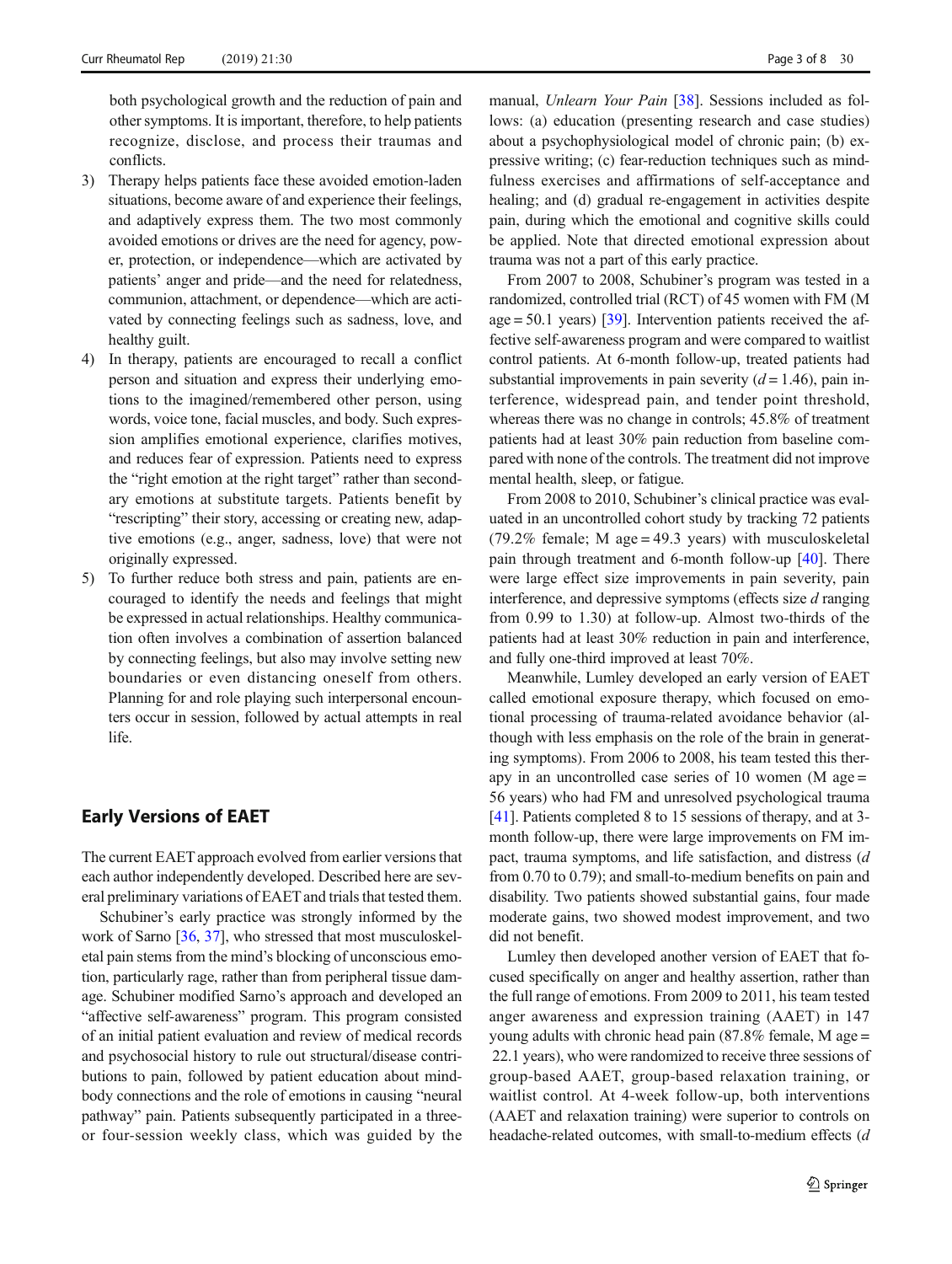both psychological growth and the reduction of pain and other symptoms. It is important, therefore, to help patients recognize, disclose, and process their traumas and conflicts.

3) Therapy helps patients face these avoided emotion-laden situations, become aware of and experience their feelings, and adaptively express them. The two most commonly avoided emotions or drives are the need for agency, power, protection, or independence—which are activated by patients' anger and pride—and the need for relatedness, communion, attachment, or dependence—which are activated by connecting feelings such as sadness, love, and healthy guilt.
4) In therapy, patients are encouraged to recall a conflict person and situation and express their underlying emotions to the imagined/remembered other person, using words, voice tone, facial muscles, and body. Such expression amplifies emotional experience, clarifies motives, and reduces fear of expression. Patients need to express the "right emotion at the right target" rather than secondary emotions at substitute targets. Patients benefit by "rescripting" their story, accessing or creating new, adaptive emotions (e.g., anger, sadness, love) that were not originally expressed.
5) To further reduce both stress and pain, patients are encouraged to identify the needs and feelings that might be expressed in actual relationships. Healthy communication often involves a combination of assertion balanced by connecting feelings, but also may involve setting new boundaries or even distancing oneself from others. Planning for and role playing such interpersonal encounters occur in session, followed by actual attempts in real life.

## Early Versions of EAET

The current EAET approach evolved from earlier versions that each author independently developed. Described here are several preliminary variations of EAET and trials that tested them.

Schubiner's early practice was strongly informed by the work of Sarno [36, 37], who stressed that most musculoskeletal pain stems from the mind's blocking of unconscious emotion, particularly rage, rather than from peripheral tissue damage. Schubiner modified Sarno's approach and developed an "affective self-awareness" program. This program consisted of an initial patient evaluation and review of medical records and psychosocial history to rule out structural/disease contributions to pain, followed by patient education about mind-body connections and the role of emotions in causing "neural pathway" pain. Patients subsequently participated in a three- or four-session weekly class, which was guided by the manual, *Unlearn Your Pain* [38]. Sessions included as follows: (a) education (presenting research and case studies) about a psychophysiological model of chronic pain; (b) expressive writing; (c) fear-reduction techniques such as mindfulness exercises and affirmations of self-acceptance and healing; and (d) gradual re-engagement in activities despite pain, during which the emotional and cognitive skills could be applied. Note that directed emotional expression about trauma was not a part of this early practice.

From 2007 to 2008, Schubiner's program was tested in a randomized, controlled trial (RCT) of 45 women with FM (M age = 50.1 years) [39]. Intervention patients received the affective self-awareness program and were compared to waitlist control patients. At 6-month follow-up, treated patients had substantial improvements in pain severity ($d = 1.46$), pain interference, widespread pain, and tender point threshold, whereas there was no change in controls; 45.8% of treatment patients had at least 30% pain reduction from baseline compared with none of the controls. The treatment did not improve mental health, sleep, or fatigue.

From 2008 to 2010, Schubiner's clinical practice was evaluated in an uncontrolled cohort study by tracking 72 patients (79.2% female; M age = 49.3 years) with musculoskeletal pain through treatment and 6-month follow-up [40]. There were large effect size improvements in pain severity, pain interference, and depressive symptoms (effects size $d$ ranging from 0.99 to 1.30) at follow-up. Almost two-thirds of the patients had at least 30% reduction in pain and interference, and fully one-third improved at least 70%.

Meanwhile, Lumley developed an early version of EAET called emotional exposure therapy, which focused on emotional processing of trauma-related avoidance behavior (although with less emphasis on the role of the brain in generating symptoms). From 2006 to 2008, his team tested this therapy in an uncontrolled case series of 10 women (M age = 56 years) who had FM and unresolved psychological trauma [41]. Patients completed 8 to 15 sessions of therapy, and at 3-month follow-up, there were large improvements on FM impact, trauma symptoms, and life satisfaction, and distress ($d$ from 0.70 to 0.79); and small-to-medium benefits on pain and disability. Two patients showed substantial gains, four made moderate gains, two showed modest improvement, and two did not benefit.

Lumley then developed another version of EAET that focused specifically on anger and healthy assertion, rather than the full range of emotions. From 2009 to 2011, his team tested anger awareness and expression training (AAET) in 147 young adults with chronic head pain (87.8% female, M age = 22.1 years), who were randomized to receive three sessions of group-based AAET, group-based relaxation training, or waitlist control. At 4-week follow-up, both interventions (AAET and relaxation training) were superior to controls on headache-related outcomes, with small-to-medium effects ($d$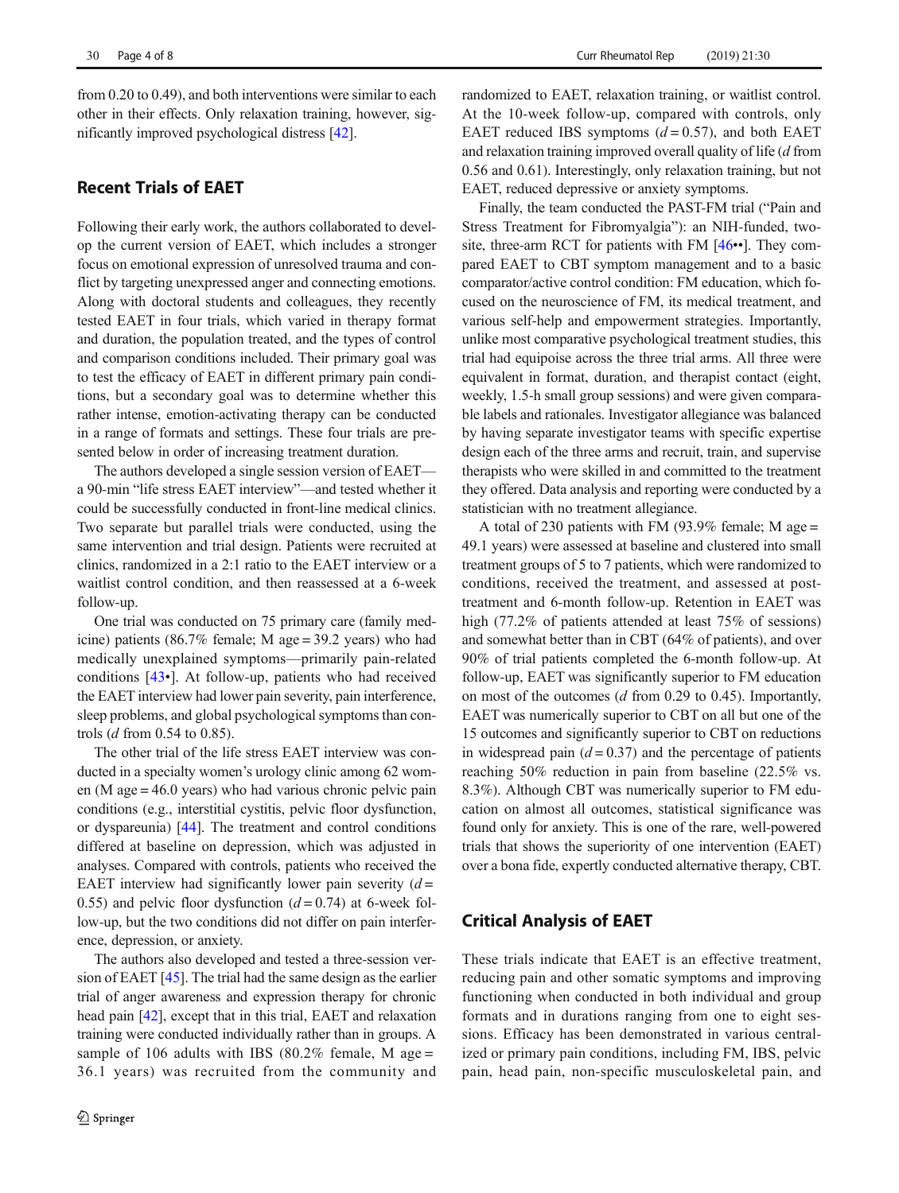from 0.20 to 0.49), and both interventions were similar to each other in their effects. Only relaxation training, however, significantly improved psychological distress [42].

## Recent Trials of EAET

Following their early work, the authors collaborated to develop the current version of EAET, which includes a stronger focus on emotional expression of unresolved trauma and conflict by targeting unexpressed anger and connecting emotions. Along with doctoral students and colleagues, they recently tested EAET in four trials, which varied in therapy format and duration, the population treated, and the types of control and comparison conditions included. Their primary goal was to test the efficacy of EAET in different primary pain conditions, but a secondary goal was to determine whether this rather intense, emotion-activating therapy can be conducted in a range of formats and settings. These four trials are presented below in order of increasing treatment duration.

The authors developed a single session version of EAET—a 90-min "life stress EAET interview"—and tested whether it could be successfully conducted in front-line medical clinics. Two separate but parallel trials were conducted, using the same intervention and trial design. Patients were recruited at clinics, randomized in a 2:1 ratio to the EAET interview or a waitlist control condition, and then reassessed at a 6-week follow-up.

One trial was conducted on 75 primary care (family medicine) patients (86.7% female; M age = 39.2 years) who had medically unexplained symptoms—primarily pain-related conditions [43•]. At follow-up, patients who had received the EAET interview had lower pain severity, pain interference, sleep problems, and global psychological symptoms than controls ($d$ from 0.54 to 0.85).

The other trial of the life stress EAET interview was conducted in a specialty women's urology clinic among 62 women (M age = 46.0 years) who had various chronic pelvic pain conditions (e.g., interstitial cystitis, pelvic floor dysfunction, or dyspareunia) [44]. The treatment and control conditions differed at baseline on depression, which was adjusted in analyses. Compared with controls, patients who received the EAET interview had significantly lower pain severity ($d = 0.55$) and pelvic floor dysfunction ($d = 0.74$) at 6-week follow-up, but the two conditions did not differ on pain interference, depression, or anxiety.

The authors also developed and tested a three-session version of EAET [45]. The trial had the same design as the earlier trial of anger awareness and expression therapy for chronic head pain [42], except that in this trial, EAET and relaxation training were conducted individually rather than in groups. A sample of 106 adults with IBS (80.2% female, M age = 36.1 years) was recruited from the community and randomized to EAET, relaxation training, or waitlist control. At the 10-week follow-up, compared with controls, only EAET reduced IBS symptoms ($d = 0.57$), and both EAET and relaxation training improved overall quality of life ($d$ from 0.56 and 0.61). Interestingly, only relaxation training, but not EAET, reduced depressive or anxiety symptoms.

Finally, the team conducted the PAST-FM trial ("Pain and Stress Treatment for Fibromyalgia"): an NIH-funded, two-site, three-arm RCT for patients with FM [46••]. They compared EAET to CBT symptom management and to a basic comparator/active control condition: FM education, which focused on the neuroscience of FM, its medical treatment, and various self-help and empowerment strategies. Importantly, unlike most comparative psychological treatment studies, this trial had equipoise across the three trial arms. All three were equivalent in format, duration, and therapist contact (eight, weekly, 1.5-h small group sessions) and were given comparable labels and rationales. Investigator allegiance was balanced by having separate investigator teams with specific expertise design each of the three arms and recruit, train, and supervise therapists who were skilled in and committed to the treatment they offered. Data analysis and reporting were conducted by a statistician with no treatment allegiance.

A total of 230 patients with FM (93.9% female; M age = 49.1 years) were assessed at baseline and clustered into small treatment groups of 5 to 7 patients, which were randomized to conditions, received the treatment, and assessed at post-treatment and 6-month follow-up. Retention in EAET was high (77.2% of patients attended at least 75% of sessions) and somewhat better than in CBT (64% of patients), and over 90% of trial patients completed the 6-month follow-up. At follow-up, EAET was significantly superior to FM education on most of the outcomes ($d$ from 0.29 to 0.45). Importantly, EAET was numerically superior to CBT on all but one of the 15 outcomes and significantly superior to CBT on reductions in widespread pain ($d = 0.37$) and the percentage of patients reaching 50% reduction in pain from baseline (22.5% vs. 8.3%). Although CBT was numerically superior to FM education on almost all outcomes, statistical significance was found only for anxiety. This is one of the rare, well-powered trials that shows the superiority of one intervention (EAET) over a bona fide, expertly conducted alternative therapy, CBT.

## Critical Analysis of EAET

These trials indicate that EAET is an effective treatment, reducing pain and other somatic symptoms and improving functioning when conducted in both individual and group formats and in durations ranging from one to eight sessions. Efficacy has been demonstrated in various centralized or primary pain conditions, including FM, IBS, pelvic pain, head pain, non-specific musculoskeletal pain, and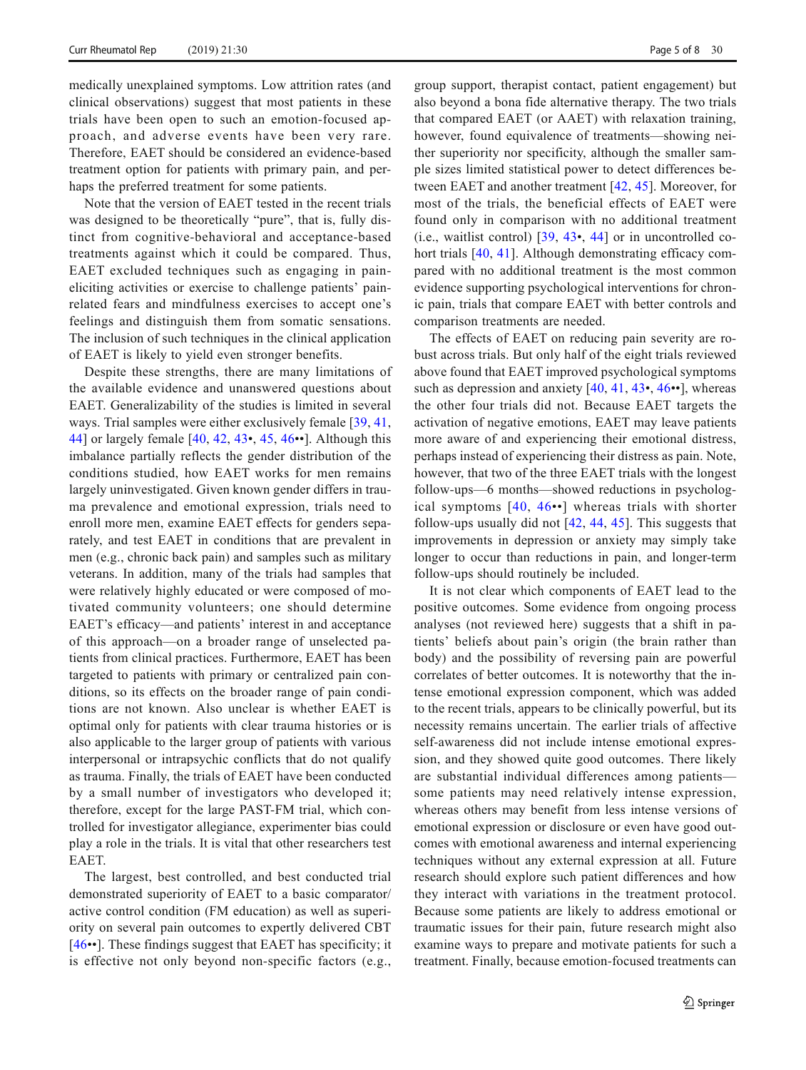medically unexplained symptoms. Low attrition rates (and clinical observations) suggest that most patients in these trials have been open to such an emotion-focused approach, and adverse events have been very rare. Therefore, EAET should be considered an evidence-based treatment option for patients with primary pain, and perhaps the preferred treatment for some patients.

Note that the version of EAET tested in the recent trials was designed to be theoretically "pure", that is, fully distinct from cognitive-behavioral and acceptance-based treatments against which it could be compared. Thus, EAET excluded techniques such as engaging in pain-eliciting activities or exercise to challenge patients' pain-related fears and mindfulness exercises to accept one's feelings and distinguish them from somatic sensations. The inclusion of such techniques in the clinical application of EAET is likely to yield even stronger benefits.

Despite these strengths, there are many limitations of the available evidence and unanswered questions about EAET. Generalizability of the studies is limited in several ways. Trial samples were either exclusively female [39, 41, 44] or largely female [40, 42, 43•, 45, 46••]. Although this imbalance partially reflects the gender distribution of the conditions studied, how EAET works for men remains largely uninvestigated. Given known gender differs in trauma prevalence and emotional expression, trials need to enroll more men, examine EAET effects for genders separately, and test EAET in conditions that are prevalent in men (e.g., chronic back pain) and samples such as military veterans. In addition, many of the trials had samples that were relatively highly educated or were composed of motivated community volunteers; one should determine EAET's efficacy—and patients' interest in and acceptance of this approach—on a broader range of unselected patients from clinical practices. Furthermore, EAET has been targeted to patients with primary or centralized pain conditions, so its effects on the broader range of pain conditions are not known. Also unclear is whether EAET is optimal only for patients with clear trauma histories or is also applicable to the larger group of patients with various interpersonal or intrapsychic conflicts that do not qualify as trauma. Finally, the trials of EAET have been conducted by a small number of investigators who developed it; therefore, except for the large PAST-FM trial, which controlled for investigator allegiance, experimenter bias could play a role in the trials. It is vital that other researchers test EAET.

The largest, best controlled, and best conducted trial demonstrated superiority of EAET to a basic comparator/active control condition (FM education) as well as superiority on several pain outcomes to expertly delivered CBT [46••]. These findings suggest that EAET has specificity; it is effective not only beyond non-specific factors (e.g., group support, therapist contact, patient engagement) but also beyond a bona fide alternative therapy. The two trials that compared EAET (or AAET) with relaxation training, however, found equivalence of treatments—showing neither superiority nor specificity, although the smaller sample sizes limited statistical power to detect differences between EAET and another treatment [42, 45]. Moreover, for most of the trials, the beneficial effects of EAET were found only in comparison with no additional treatment (i.e., waitlist control) [39, 43•, 44] or in uncontrolled cohort trials [40, 41]. Although demonstrating efficacy compared with no additional treatment is the most common evidence supporting psychological interventions for chronic pain, trials that compare EAET with better controls and comparison treatments are needed.

The effects of EAET on reducing pain severity are robust across trials. But only half of the eight trials reviewed above found that EAET improved psychological symptoms such as depression and anxiety [40, 41, 43•, 46••], whereas the other four trials did not. Because EAET targets the activation of negative emotions, EAET may leave patients more aware of and experiencing their emotional distress, perhaps instead of experiencing their distress as pain. Note, however, that two of the three EAET trials with the longest follow-ups—6 months—showed reductions in psychological symptoms [40, 46••] whereas trials with shorter follow-ups usually did not [42, 44, 45]. This suggests that improvements in depression or anxiety may simply take longer to occur than reductions in pain, and longer-term follow-ups should routinely be included.

It is not clear which components of EAET lead to the positive outcomes. Some evidence from ongoing process analyses (not reviewed here) suggests that a shift in patients' beliefs about pain's origin (the brain rather than body) and the possibility of reversing pain are powerful correlates of better outcomes. It is noteworthy that the intense emotional expression component, which was added to the recent trials, appears to be clinically powerful, but its necessity remains uncertain. The earlier trials of affective self-awareness did not include intense emotional expression, and they showed quite good outcomes. There likely are substantial individual differences among patients—some patients may need relatively intense expression, whereas others may benefit from less intense versions of emotional expression or disclosure or even have good outcomes with emotional awareness and internal experiencing techniques without any external expression at all. Future research should explore such patient differences and how they interact with variations in the treatment protocol. Because some patients are likely to address emotional or traumatic issues for their pain, future research might also examine ways to prepare and motivate patients for such a treatment. Finally, because emotion-focused treatments can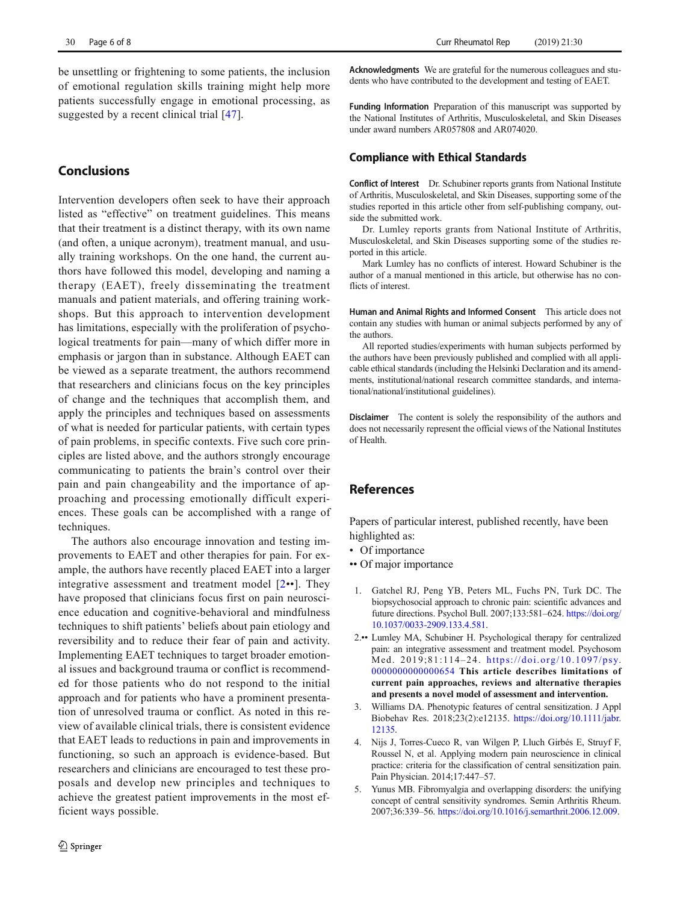be unsettling or frightening to some patients, the inclusion of emotional regulation skills training might help more patients successfully engage in emotional processing, as suggested by a recent clinical trial [47].

## Conclusions

Intervention developers often seek to have their approach listed as "effective" on treatment guidelines. This means that their treatment is a distinct therapy, with its own name (and often, a unique acronym), treatment manual, and usually training workshops. On the one hand, the current authors have followed this model, developing and naming a therapy (EAET), freely disseminating the treatment manuals and patient materials, and offering training workshops. But this approach to intervention development has limitations, especially with the proliferation of psychological treatments for pain—many of which differ more in emphasis or jargon than in substance. Although EAET can be viewed as a separate treatment, the authors recommend that researchers and clinicians focus on the key principles of change and the techniques that accomplish them, and apply the principles and techniques based on assessments of what is needed for particular patients, with certain types of pain problems, in specific contexts. Five such core principles are listed above, and the authors strongly encourage communicating to patients the brain's control over their pain and pain changeability and the importance of approaching and processing emotionally difficult experiences. These goals can be accomplished with a range of techniques.

The authors also encourage innovation and testing improvements to EAET and other therapies for pain. For example, the authors have recently placed EAET into a larger integrative assessment and treatment model [2••]. They have proposed that clinicians focus first on pain neuroscience education and cognitive-behavioral and mindfulness techniques to shift patients' beliefs about pain etiology and reversibility and to reduce their fear of pain and activity. Implementing EAET techniques to target broader emotional issues and background trauma or conflict is recommended for those patients who do not respond to the initial approach and for patients who have a prominent presentation of unresolved trauma or conflict. As noted in this review of available clinical trials, there is consistent evidence that EAET leads to reductions in pain and improvements in functioning, so such an approach is evidence-based. But researchers and clinicians are encouraged to test these proposals and develop new principles and techniques to achieve the greatest patient improvements in the most efficient ways possible.

**Acknowledgments** We are grateful for the numerous colleagues and students who have contributed to the development and testing of EAET.

**Funding Information** Preparation of this manuscript was supported by the National Institutes of Arthritis, Musculoskeletal, and Skin Diseases under award numbers AR057808 and AR074020.

## Compliance with Ethical Standards

**Conflict of Interest** Dr. Schubiner reports grants from National Institute of Arthritis, Musculoskeletal, and Skin Diseases, supporting some of the studies reported in this article other from self-publishing company, outside the submitted work.

Dr. Lumley reports grants from National Institute of Arthritis, Musculoskeletal, and Skin Diseases supporting some of the studies reported in this article.

Mark Lumley has no conflicts of interest. Howard Schubiner is the author of a manual mentioned in this article, but otherwise has no conflicts of interest.

**Human and Animal Rights and Informed Consent** This article does not contain any studies with human or animal subjects performed by any of the authors.

All reported studies/experiments with human subjects performed by the authors have been previously published and complied with all applicable ethical standards (including the Helsinki Declaration and its amendments, institutional/national research committee standards, and international/national/institutional guidelines).

**Disclaimer** The content is solely the responsibility of the authors and does not necessarily represent the official views of the National Institutes of Health.

## References

Papers of particular interest, published recently, have been highlighted as:

- • Of importance
- •• Of major importance

1. Gatchel RJ, Peng YB, Peters ML, Fuchs PN, Turk DC. The biopsychosocial approach to chronic pain: scientific advances and future directions. Psychol Bull. 2007;133:581–624. https://doi.org/10.1037/0033-2909.133.4.581.
2. •• Lumley MA, Schubiner H. Psychological therapy for centralized pain: an integrative assessment and treatment model. Psychosom Med. 2019;81:114–24. https://doi.org/10.1097/psy.0000000000000654 **This article describes limitations of current pain approaches, reviews and alternative therapies and presents a novel model of assessment and intervention.**
3. Williams DA. Phenotypic features of central sensitization. J Appl Biobehav Res. 2018;23(2):e12135. https://doi.org/10.1111/jabr.12135.
4. Nijs J, Torres-Cueco R, van Wilgen P, Lluch Girbés E, Struyf F, Roussel N, et al. Applying modern pain neuroscience in clinical practice: criteria for the classification of central sensitization pain. Pain Physician. 2014;17:447–57.
5. Yunus MB. Fibromyalgia and overlapping disorders: the unifying concept of central sensitivity syndromes. Semin Arthritis Rheum. 2007;36:339–56. https://doi.org/10.1016/j.semarthrit.2006.12.009.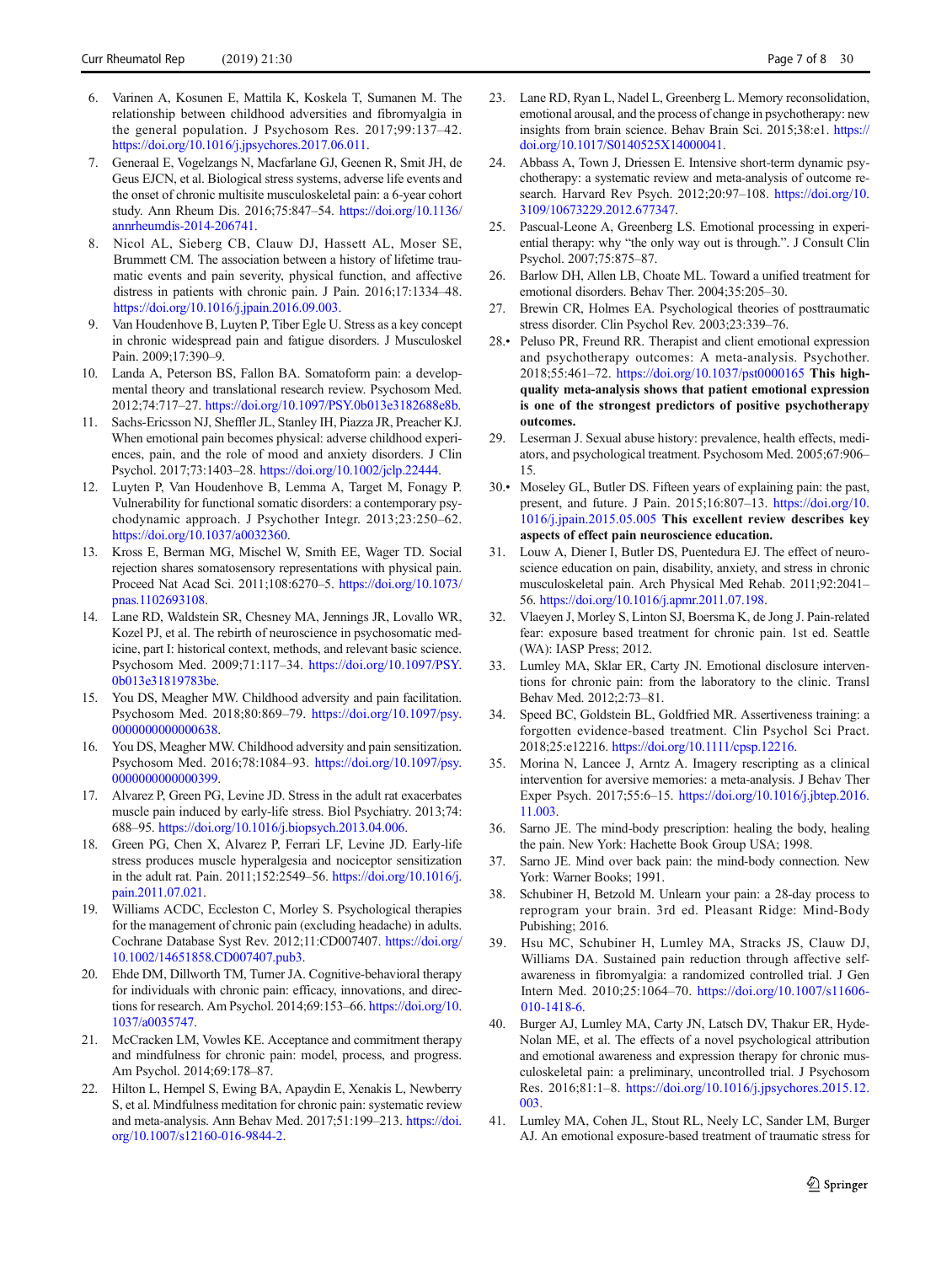6. Varinen A, Kosunen E, Mattila K, Koskela T, Sumanen M. The relationship between childhood adversities and fibromyalgia in the general population. J Psychosom Res. 2017;99:137–42. https://doi.org/10.1016/j.jpsychores.2017.06.011.
7. Generaal E, Vogelzangs N, Macfarlane GJ, Geenen R, Smit JH, de Geus EJCN, et al. Biological stress systems, adverse life events and the onset of chronic multisite musculoskeletal pain: a 6-year cohort study. Ann Rheum Dis. 2016;75:847–54. https://doi.org/10.1136/annrheumdis-2014-206741.
8. Nicol AL, Sieberg CB, Clauw DJ, Hassett AL, Moser SE, Brummett CM. The association between a history of lifetime traumatic events and pain severity, physical function, and affective distress in patients with chronic pain. J Pain. 2016;17:1334–48. https://doi.org/10.1016/j.jpain.2016.09.003.
9. Van Houdenhove B, Luyten P, Tiber Egle U. Stress as a key concept in chronic widespread pain and fatigue disorders. J Musculoskel Pain. 2009;17:390–9.
10. Landa A, Peterson BS, Fallon BA. Somatoform pain: a developmental theory and translational research review. Psychosom Med. 2012;74:717–27. https://doi.org/10.1097/PSY.0b013e3182688e8b.
11. Sachs-Ericsson NJ, Sheffler JL, Stanley IH, Piazza JR, Preacher KJ. When emotional pain becomes physical: adverse childhood experiences, pain, and the role of mood and anxiety disorders. J Clin Psychol. 2017;73:1403–28. https://doi.org/10.1002/jclp.22444.
12. Luyten P, Van Houdenhove B, Lemma A, Target M, Fonagy P. Vulnerability for functional somatic disorders: a contemporary psychodynamic approach. J Psychother Integr. 2013;23:250–62. https://doi.org/10.1037/a0032360.
13. Kross E, Berman MG, Mischel W, Smith EE, Wager TD. Social rejection shares somatosensory representations with physical pain. Proceed Nat Acad Sci. 2011;108:6270–5. https://doi.org/10.1073/pnas.1102693108.
14. Lane RD, Waldstein SR, Chesney MA, Jennings JR, Lovallo WR, Kozel PJ, et al. The rebirth of neuroscience in psychosomatic medicine, part I: historical context, methods, and relevant basic science. Psychosom Med. 2009;71:117–34. https://doi.org/10.1097/PSY.0b013e31819783be.
15. You DS, Meagher MW. Childhood adversity and pain facilitation. Psychosom Med. 2018;80:869–79. https://doi.org/10.1097/psy.0000000000000638.
16. You DS, Meagher MW. Childhood adversity and pain sensitization. Psychosom Med. 2016;78:1084–93. https://doi.org/10.1097/psy.0000000000000399.
17. Alvarez P, Green PG, Levine JD. Stress in the adult rat exacerbates muscle pain induced by early-life stress. Biol Psychiatry. 2013;74:688–95. https://doi.org/10.1016/j.biopsych.2013.04.006.
18. Green PG, Chen X, Alvarez P, Ferrari LF, Levine JD. Early-life stress produces muscle hyperalgesia and nociceptor sensitization in the adult rat. Pain. 2011;152:2549–56. https://doi.org/10.1016/j.pain.2011.07.021.
19. Williams ACDC, Eccleston C, Morley S. Psychological therapies for the management of chronic pain (excluding headache) in adults. Cochrane Database Syst Rev. 2012;11:CD007407. https://doi.org/10.1002/14651858.CD007407.pub3.
20. Ehde DM, Dillworth TM, Turner JA. Cognitive-behavioral therapy for individuals with chronic pain: efficacy, innovations, and directions for research. Am Psychol. 2014;69:153–66. https://doi.org/10.1037/a0035747.
21. McCracken LM, Vowles KE. Acceptance and commitment therapy and mindfulness for chronic pain: model, process, and progress. Am Psychol. 2014;69:178–87.
22. Hilton L, Hempel S, Ewing BA, Apaydin E, Xenakis L, Newberry S, et al. Mindfulness meditation for chronic pain: systematic review and meta-analysis. Ann Behav Med. 2017;51:199–213. https://doi.org/10.1007/s12160-016-9844-2.
23. Lane RD, Ryan L, Nadel L, Greenberg L. Memory reconsolidation, emotional arousal, and the process of change in psychotherapy: new insights from brain science. Behav Brain Sci. 2015;38:e1. https://doi.org/10.1017/S0140525X14000041.
24. Abbass A, Town J, Driessen E. Intensive short-term dynamic psychotherapy: a systematic review and meta-analysis of outcome research. Harvard Rev Psych. 2012;20:97–108. https://doi.org/10.3109/10673229.2012.677347.
25. Pascual-Leone A, Greenberg LS. Emotional processing in experiential therapy: why "the only way out is through.". J Consult Clin Psychol. 2007;75:875–87.
26. Barlow DH, Allen LB, Choate ML. Toward a unified treatment for emotional disorders. Behav Ther. 2004;35:205–30.
27. Brewin CR, Holmes EA. Psychological theories of posttraumatic stress disorder. Clin Psychol Rev. 2003;23:339–76.
28.• Peluso PR, Freund RR. Therapist and client emotional expression and psychotherapy outcomes: A meta-analysis. Psychother. 2018;55:461–72. https://doi.org/10.1037/pst0000165 **This high-quality meta-analysis shows that patient emotional expression is one of the strongest predictors of positive psychotherapy outcomes.**
29. Leserman J. Sexual abuse history: prevalence, health effects, mediators, and psychological treatment. Psychosom Med. 2005;67:906–15.
30.• Moseley GL, Butler DS. Fifteen years of explaining pain: the past, present, and future. J Pain. 2015;16:807–13. https://doi.org/10.1016/j.jpain.2015.05.005 **This excellent review describes key aspects of effect pain neuroscience education.**
31. Louw A, Diener I, Butler DS, Puentedura EJ. The effect of neuroscience education on pain, disability, anxiety, and stress in chronic musculoskeletal pain. Arch Physical Med Rehab. 2011;92:2041–56. https://doi.org/10.1016/j.apmr.2011.07.198.
32. Vlaeyen J, Morley S, Linton SJ, Boersma K, de Jong J. Pain-related fear: exposure based treatment for chronic pain. 1st ed. Seattle (WA): IASP Press; 2012.
33. Lumley MA, Sklar ER, Carty JN. Emotional disclosure interventions for chronic pain: from the laboratory to the clinic. Transl Behav Med. 2012;2:73–81.
34. Speed BC, Goldstein BL, Goldfried MR. Assertiveness training: a forgotten evidence-based treatment. Clin Psychol Sci Pract. 2018;25:e12216. https://doi.org/10.1111/cpsp.12216.
35. Morina N, Lancee J, Arntz A. Imagery rescripting as a clinical intervention for aversive memories: a meta-analysis. J Behav Ther Exper Psych. 2017;55:6–15. https://doi.org/10.1016/j.jbtep.2016.11.003.
36. Sarno JE. The mind-body prescription: healing the body, healing the pain. New York: Hachette Book Group USA; 1998.
37. Sarno JE. Mind over back pain: the mind-body connection. New York: Warner Books; 1991.
38. Schubiner H, Betzold M. Unlearn your pain: a 28-day process to reprogram your brain. 3rd ed. Pleasant Ridge: Mind-Body Pubishing; 2016.
39. Hsu MC, Schubiner H, Lumley MA, Stracks JS, Clauw DJ, Williams DA. Sustained pain reduction through affective self-awareness in fibromyalgia: a randomized controlled trial. J Gen Intern Med. 2010;25:1064–70. https://doi.org/10.1007/s11606-010-1418-6.
40. Burger AJ, Lumley MA, Carty JN, Latsch DV, Thakur ER, Hyde-Nolan ME, et al. The effects of a novel psychological attribution and emotional awareness and expression therapy for chronic musculoskeletal pain: a preliminary, uncontrolled trial. J Psychosom Res. 2016;81:1–8. https://doi.org/10.1016/j.jpsychores.2015.12.003.
41. Lumley MA, Cohen JL, Stout RL, Neely LC, Sander LM, Burger AJ. An emotional exposure-based treatment of traumatic stress for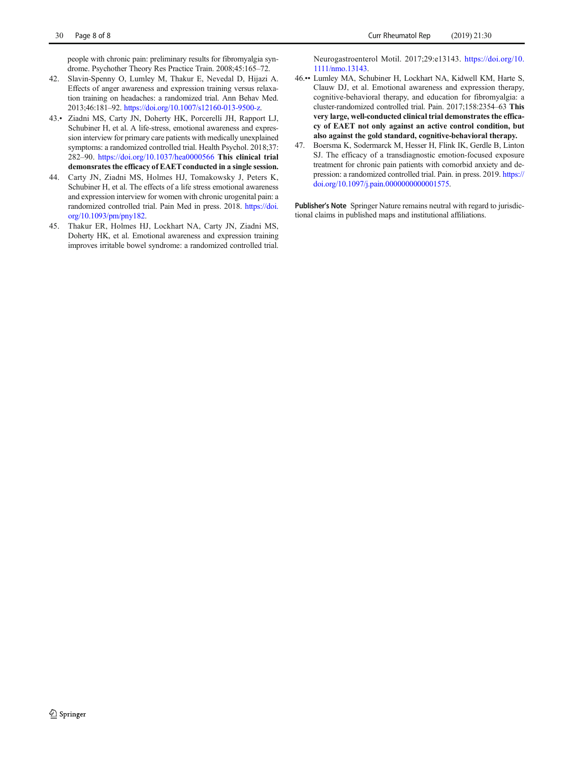people with chronic pain: preliminary results for fibromyalgia syndrome. Psychother Theory Res Practice Train. 2008;45:165–72.

42. Slavin-Spenny O, Lumley M, Thakur E, Nevedal D, Hijazi A. Effects of anger awareness and expression training versus relaxation training on headaches: a randomized trial. Ann Behav Med. 2013;46:181–92. https://doi.org/10.1007/s12160-013-9500-z.

43.• Ziadni MS, Carty JN, Doherty HK, Porcerelli JH, Rapport LJ, Schubiner H, et al. A life-stress, emotional awareness and expression interview for primary care patients with medically unexplained symptoms: a randomized controlled trial. Health Psychol. 2018;37:282–90. https://doi.org/10.1037/hea0000566 **This clinical trial demonsrates the efficacy of EAET conducted in a single session.**

44. Carty JN, Ziadni MS, Holmes HJ, Tomakowsky J, Peters K, Schubiner H, et al. The effects of a life stress emotional awareness and expression interview for women with chronic urogenital pain: a randomized controlled trial. Pain Med in press. 2018. https://doi.org/10.1093/pm/pny182.

45. Thakur ER, Holmes HJ, Lockhart NA, Carty JN, Ziadni MS, Doherty HK, et al. Emotional awareness and expression training improves irritable bowel syndrome: a randomized controlled trial. Neurogastroenterol Motil. 2017;29:e13143. https://doi.org/10.1111/nmo.13143.

46.•• Lumley MA, Schubiner H, Lockhart NA, Kidwell KM, Harte S, Clauw DJ, et al. Emotional awareness and expression therapy, cognitive-behavioral therapy, and education for fibromyalgia: a cluster-randomized controlled trial. Pain. 2017;158:2354–63 **This very large, well-conducted clinical trial demonstrates the efficacy of EAET not only against an active control condition, but also against the gold standard, cognitive-behavioral therapy.**

47. Boersma K, Sodermarck M, Hesser H, Flink IK, Gerdle B, Linton SJ. The efficacy of a transdiagnostic emotion-focused exposure treatment for chronic pain patients with comorbid anxiety and depression: a randomized controlled trial. Pain. in press. 2019. https://doi.org/10.1097/j.pain.0000000000001575.

**Publisher's Note** Springer Nature remains neutral with regard to jurisdictional claims in published maps and institutional affiliations.